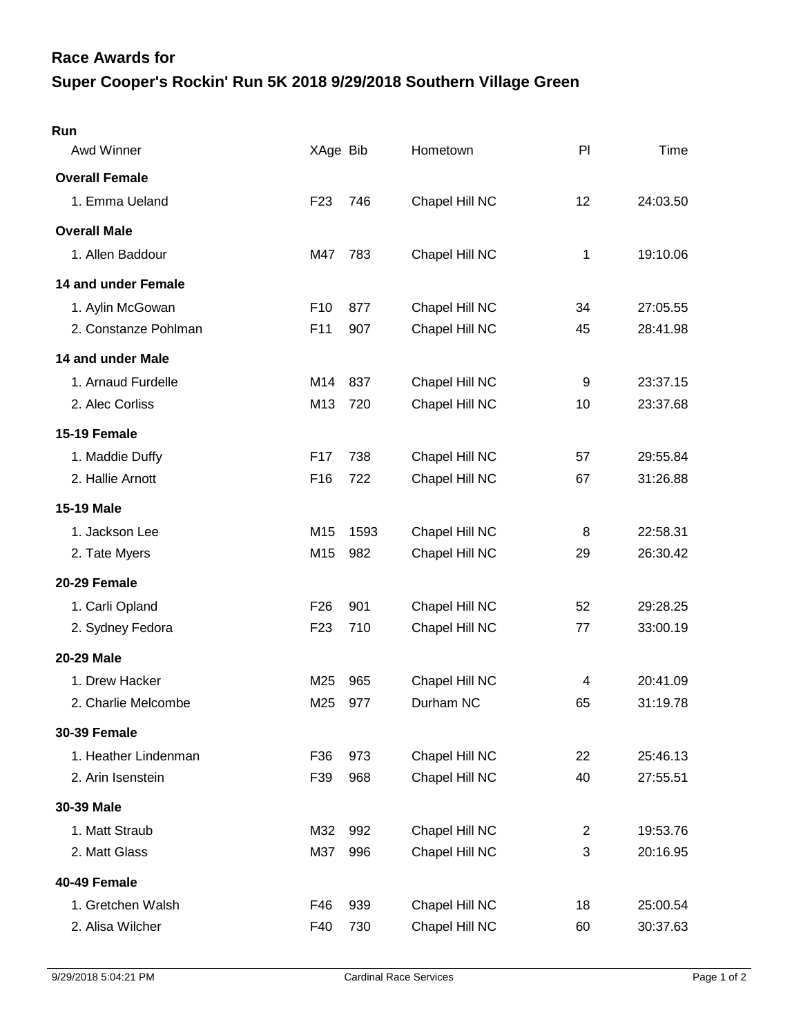## Race Awards for

# Super Cooper's Rockin' Run 5K 2018 9/29/2018 Southern Village Green

### Run

| Awd Winner | XAge | Bib | Hometown | Pl | Time |
|---|---|---|---|---|---|
| **Overall Female** | | | | | |
| 1. Emma Ueland | F23 | 746 | Chapel Hill NC | 12 | 24:03.50 |
| **Overall Male** | | | | | |
| 1. Allen Baddour | M47 | 783 | Chapel Hill NC | 1 | 19:10.06 |
| **14 and under Female** | | | | | |
| 1. Aylin McGowan | F10 | 877 | Chapel Hill NC | 34 | 27:05.55 |
| 2. Constanze Pohlman | F11 | 907 | Chapel Hill NC | 45 | 28:41.98 |
| **14 and under Male** | | | | | |
| 1. Arnaud Furdelle | M14 | 837 | Chapel Hill NC | 9 | 23:37.15 |
| 2. Alec Corliss | M13 | 720 | Chapel Hill NC | 10 | 23:37.68 |
| **15-19 Female** | | | | | |
| 1. Maddie Duffy | F17 | 738 | Chapel Hill NC | 57 | 29:55.84 |
| 2. Hallie Arnott | F16 | 722 | Chapel Hill NC | 67 | 31:26.88 |
| **15-19 Male** | | | | | |
| 1. Jackson Lee | M15 | 1593 | Chapel Hill NC | 8 | 22:58.31 |
| 2. Tate Myers | M15 | 982 | Chapel Hill NC | 29 | 26:30.42 |
| **20-29 Female** | | | | | |
| 1. Carli Opland | F26 | 901 | Chapel Hill NC | 52 | 29:28.25 |
| 2. Sydney Fedora | F23 | 710 | Chapel Hill NC | 77 | 33:00.19 |
| **20-29 Male** | | | | | |
| 1. Drew Hacker | M25 | 965 | Chapel Hill NC | 4 | 20:41.09 |
| 2. Charlie Melcombe | M25 | 977 | Durham NC | 65 | 31:19.78 |
| **30-39 Female** | | | | | |
| 1. Heather Lindenman | F36 | 973 | Chapel Hill NC | 22 | 25:46.13 |
| 2. Arin Isenstein | F39 | 968 | Chapel Hill NC | 40 | 27:55.51 |
| **30-39 Male** | | | | | |
| 1. Matt Straub | M32 | 992 | Chapel Hill NC | 2 | 19:53.76 |
| 2. Matt Glass | M37 | 996 | Chapel Hill NC | 3 | 20:16.95 |
| **40-49 Female** | | | | | |
| 1. Gretchen Walsh | F46 | 939 | Chapel Hill NC | 18 | 25:00.54 |
| 2. Alisa Wilcher | F40 | 730 | Chapel Hill NC | 60 | 30:37.63 |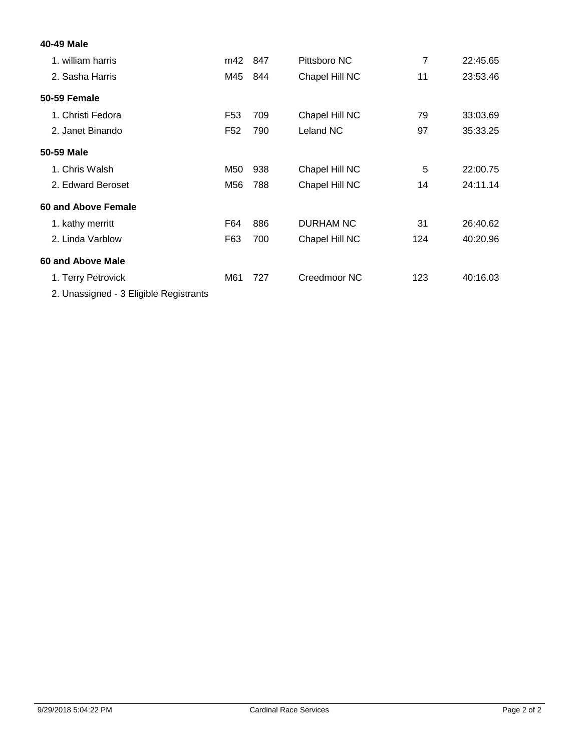**40-49 Male**

| | | | | | |
|---|---|---|---|---|---|
| 1. william harris | m42 | 847 | Pittsboro NC | 7 | 22:45.65 |
| 2. Sasha Harris | M45 | 844 | Chapel Hill NC | 11 | 23:53.46 |

**50-59 Female**

| | | | | | |
|---|---|---|---|---|---|
| 1. Christi Fedora | F53 | 709 | Chapel Hill NC | 79 | 33:03.69 |
| 2. Janet Binando | F52 | 790 | Leland NC | 97 | 35:33.25 |

**50-59 Male**

| | | | | | |
|---|---|---|---|---|---|
| 1. Chris Walsh | M50 | 938 | Chapel Hill NC | 5 | 22:00.75 |
| 2. Edward Beroset | M56 | 788 | Chapel Hill NC | 14 | 24:11.14 |

**60 and Above Female**

| | | | | | |
|---|---|---|---|---|---|
| 1. kathy merritt | F64 | 886 | DURHAM NC | 31 | 26:40.62 |
| 2. Linda Varblow | F63 | 700 | Chapel Hill NC | 124 | 40:20.96 |

**60 and Above Male**

| | | | | | |
|---|---|---|---|---|---|
| 1. Terry Petrovick | M61 | 727 | Creedmoor NC | 123 | 40:16.03 |
| 2. Unassigned - 3 Eligible Registrants | | | | | |

9/29/2018 5:04:22 PM Cardinal Race Services